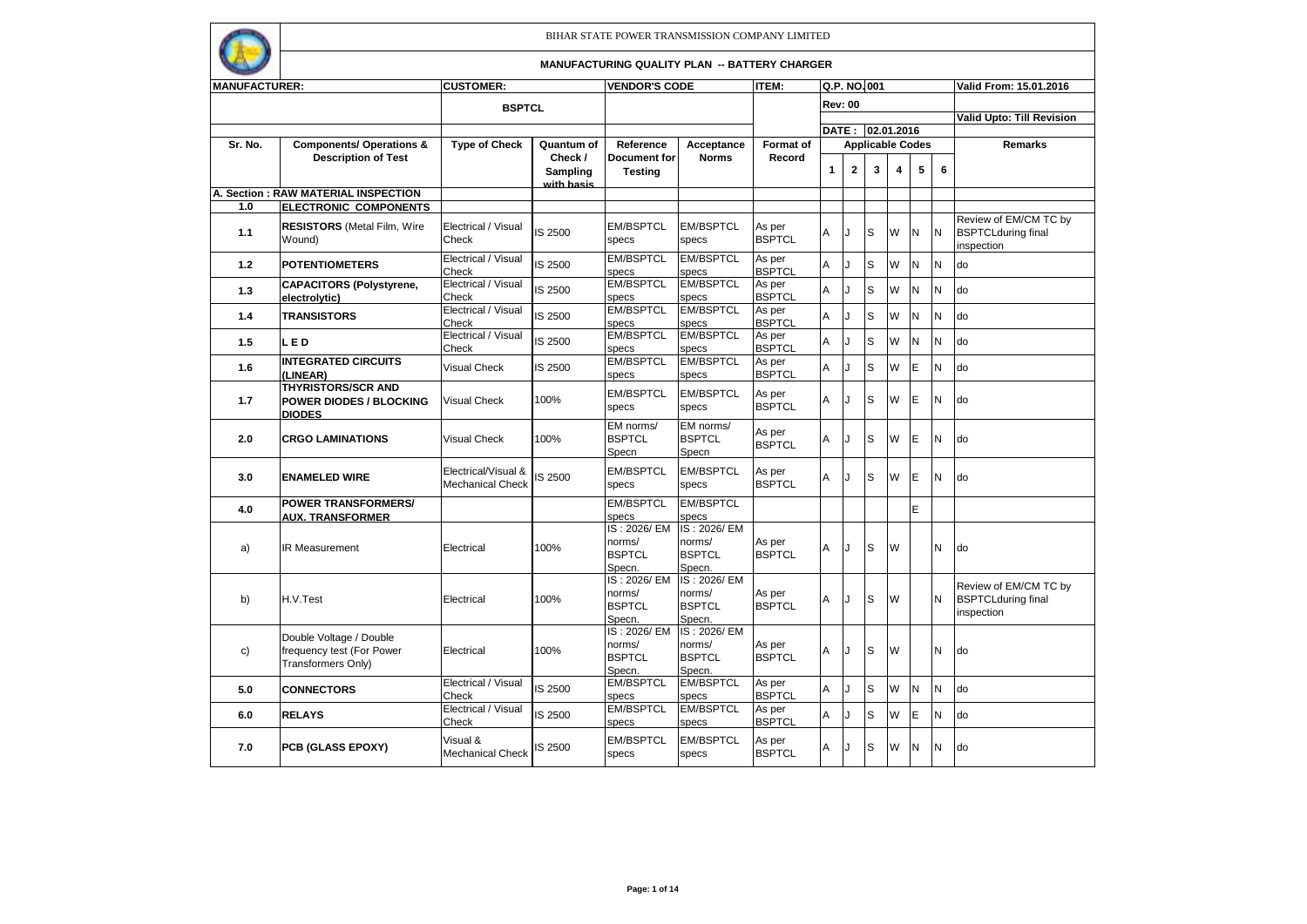BIHAR STATE POWER TRANSMISSION COMPANY LIMITED

**MANUFACTURING QUALITY PLAN -- BATTERY CHARGER**

| MANUFACTURER: | | CUSTOMER: | | VENDOR'S CODE | | ITEM: | Q.P. NO. 001 | | | | | | Valid From: 15.01.2016 |
|---|---|---|---|---|---|---|---|---|---|---|---|---|---|
| | | BSPTCL | | | | | Rev: 00 | | | | | | Valid Upto: Till Revision |
| | | | | | | | DATE : 02.01.2016 | | | | | | |
| Sr. No. | Components/ Operations & Description of Test | Type of Check | Quantum of Check / Sampling with basis | Reference Document for Testing | Acceptance Norms | Format of Record | Applicable Codes | | | | | | Remarks |
| | | | | | | | 1 | 2 | 3 | 4 | 5 | 6 | |
| **A. Section : RAW MATERIAL INSPECTION** | | | | | | | | | | | | | |
| **1.0** | **ELECTRONIC COMPONENTS** | | | | | | | | | | | | |
| 1.1 | **RESISTORS** (Metal Film, Wire Wound) | Electrical / Visual Check | IS 2500 | EM/BSPTCL specs | EM/BSPTCL specs | As per BSPTCL | A | J | S | W | N | N | Review of EM/CM TC by BSPTCLduring final inspection |
| 1.2 | **POTENTIOMETERS** | Electrical / Visual Check | IS 2500 | EM/BSPTCL specs | EM/BSPTCL specs | As per BSPTCL | A | J | S | W | N | N | do |
| 1.3 | **CAPACITORS (Polystyrene, electrolytic)** | Electrical / Visual Check | IS 2500 | EM/BSPTCL specs | EM/BSPTCL specs | As per BSPTCL | A | J | S | W | N | N | do |
| 1.4 | **TRANSISTORS** | Electrical / Visual Check | IS 2500 | EM/BSPTCL specs | EM/BSPTCL specs | As per BSPTCL | A | J | S | W | N | N | do |
| 1.5 | **L E D** | Electrical / Visual Check | IS 2500 | EM/BSPTCL specs | EM/BSPTCL specs | As per BSPTCL | A | J | S | W | N | N | do |
| 1.6 | **INTEGRATED CIRCUITS (LINEAR)** | Visual Check | IS 2500 | EM/BSPTCL specs | EM/BSPTCL specs | As per BSPTCL | A | J | S | W | E | N | do |
| 1.7 | **THYRISTORS/SCR AND POWER DIODES / BLOCKING DIODES** | Visual Check | 100% | EM/BSPTCL specs | EM/BSPTCL specs | As per BSPTCL | A | J | S | W | E | N | do |
| 2.0 | **CRGO LAMINATIONS** | Visual Check | 100% | EM norms/ BSPTCL Specn | EM norms/ BSPTCL Specn | As per BSPTCL | A | J | S | W | E | N | do |
| 3.0 | **ENAMELED WIRE** | Electrical/Visual & Mechanical Check | IS 2500 | EM/BSPTCL specs | EM/BSPTCL specs | As per BSPTCL | A | J | S | W | E | N | do |
| 4.0 | **POWER TRANSFORMERS/ AUX. TRANSFORMER** | | | EM/BSPTCL specs | EM/BSPTCL specs | | | | | | E | | |
| a) | IR Measurement | Electrical | 100% | IS : 2026/ EM norms/ BSPTCL Specn. | IS : 2026/ EM norms/ BSPTCL Specn. | As per BSPTCL | A | J | S | W | | N | do |
| b) | H.V.Test | Electrical | 100% | IS : 2026/ EM norms/ BSPTCL Specn. | IS : 2026/ EM norms/ BSPTCL Specn. | As per BSPTCL | A | J | S | W | | N | Review of EM/CM TC by BSPTCLduring final inspection |
| c) | Double Voltage / Double frequency test (For Power Transformers Only) | Electrical | 100% | IS : 2026/ EM norms/ BSPTCL Specn. | IS : 2026/ EM norms/ BSPTCL Specn. | As per BSPTCL | A | J | S | W | | N | do |
| 5.0 | **CONNECTORS** | Electrical / Visual Check | IS 2500 | EM/BSPTCL specs | EM/BSPTCL specs | As per BSPTCL | A | J | S | W | N | N | do |
| 6.0 | **RELAYS** | Electrical / Visual Check | IS 2500 | EM/BSPTCL specs | EM/BSPTCL specs | As per BSPTCL | A | J | S | W | E | N | do |
| 7.0 | **PCB (GLASS EPOXY)** | Visual & Mechanical Check | IS 2500 | EM/BSPTCL specs | EM/BSPTCL specs | As per BSPTCL | A | J | S | W | N | N | do |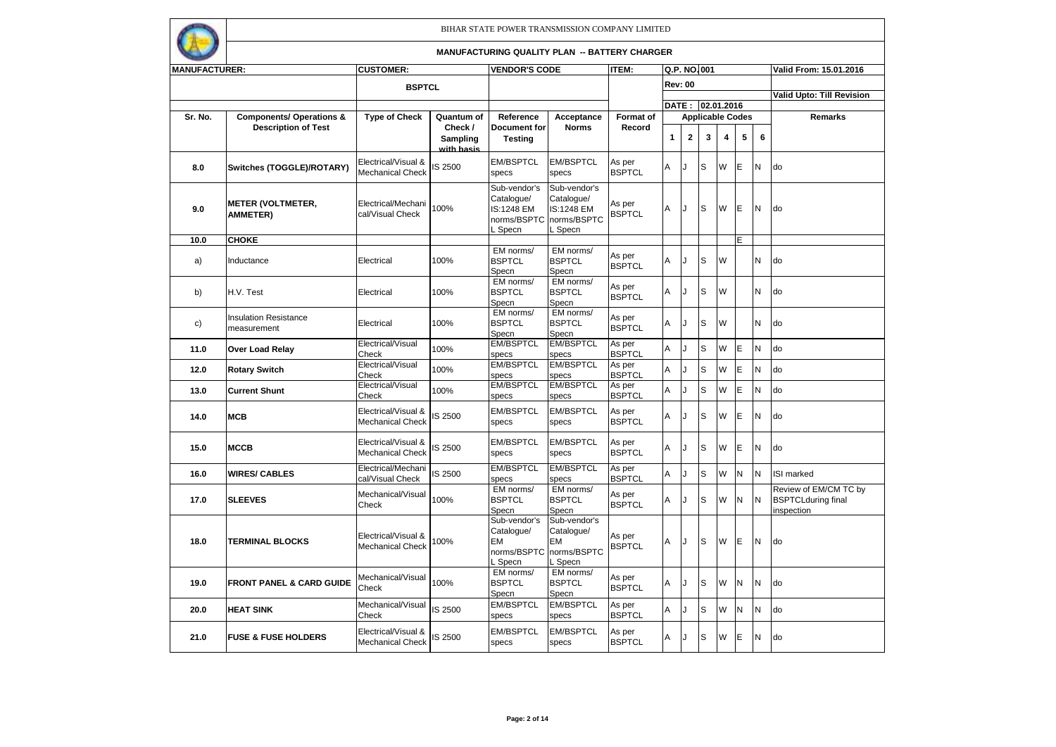BIHAR STATE POWER TRANSMISSION COMPANY LIMITED

**MANUFACTURING QUALITY PLAN -- BATTERY CHARGER**

| MANUFACTURER: | | CUSTOMER: | | VENDOR'S CODE | | ITEM: | Q.P. NO. 001 | | | | | | Valid From: 15.01.2016 |
|---|---|---|---|---|---|---|---|---|---|---|---|---|---|
| | | BSPTCL | | | | | Rev: 00 | | | | | | Valid Upto: Till Revision |
| | | | | | | | DATE : 02.01.2016 | | | | | | |
| Sr. No. | Components/ Operations & Description of Test | Type of Check | Quantum of Check / Sampling with basis | Reference Document for Testing | Acceptance Norms | Format of Record | Applicable Codes | | | | | | Remarks |
| | | | | | | | 1 | 2 | 3 | 4 | 5 | 6 | |
| 8.0 | **Switches (TOGGLE)/ROTARY)** | Electrical/Visual & Mechanical Check | IS 2500 | EM/BSPTCL specs | EM/BSPTCL specs | As per BSPTCL | A | J | S | W | E | N | do |
| 9.0 | **METER (VOLTMETER, AMMETER)** | Electrical/Mechanical/Visual Check | 100% | Sub-vendor's Catalogue/ IS:1248 EM norms/BSPTCL Specn | Sub-vendor's Catalogue/ IS:1248 EM norms/BSPTCL Specn | As per BSPTCL | A | J | S | W | E | N | do |
| 10.0 | **CHOKE** | | | | | | | | | | E | | |
| a) | Inductance | Electrical | 100% | EM norms/ BSPTCL Specn | EM norms/ BSPTCL Specn | As per BSPTCL | A | J | S | W | | N | do |
| b) | H.V. Test | Electrical | 100% | EM norms/ BSPTCL Specn | EM norms/ BSPTCL Specn | As per BSPTCL | A | J | S | W | | N | do |
| c) | Insulation Resistance measurement | Electrical | 100% | EM norms/ BSPTCL Specn | EM norms/ BSPTCL Specn | As per BSPTCL | A | J | S | W | | N | do |
| 11.0 | **Over Load Relay** | Electrical/Visual Check | 100% | EM/BSPTCL specs | EM/BSPTCL specs | As per BSPTCL | A | J | S | W | E | N | do |
| 12.0 | **Rotary Switch** | Electrical/Visual Check | 100% | EM/BSPTCL specs | EM/BSPTCL specs | As per BSPTCL | A | J | S | W | E | N | do |
| 13.0 | **Current Shunt** | Electrical/Visual Check | 100% | EM/BSPTCL specs | EM/BSPTCL specs | As per BSPTCL | A | J | S | W | E | N | do |
| 14.0 | **MCB** | Electrical/Visual & Mechanical Check | IS 2500 | EM/BSPTCL specs | EM/BSPTCL specs | As per BSPTCL | A | J | S | W | E | N | do |
| 15.0 | **MCCB** | Electrical/Visual & Mechanical Check | IS 2500 | EM/BSPTCL specs | EM/BSPTCL specs | As per BSPTCL | A | J | S | W | E | N | do |
| 16.0 | **WIRES/ CABLES** | Electrical/Mechanical/Visual Check | IS 2500 | EM/BSPTCL specs | EM/BSPTCL specs | As per BSPTCL | A | J | S | W | N | N | ISI marked |
| 17.0 | **SLEEVES** | Mechanical/Visual Check | 100% | EM norms/ BSPTCL Specn | EM norms/ BSPTCL Specn | As per BSPTCL | A | J | S | W | N | N | Review of EM/CM TC by BSPTCLduring final inspection |
| 18.0 | **TERMINAL BLOCKS** | Electrical/Visual & Mechanical Check | 100% | Sub-vendor's Catalogue/ EM norms/BSPTCL Specn | Sub-vendor's Catalogue/ EM norms/BSPTCL Specn | As per BSPTCL | A | J | S | W | E | N | do |
| 19.0 | **FRONT PANEL & CARD GUIDE** | Mechanical/Visual Check | 100% | EM norms/ BSPTCL Specn | EM norms/ BSPTCL Specn | As per BSPTCL | A | J | S | W | N | N | do |
| 20.0 | **HEAT SINK** | Mechanical/Visual Check | IS 2500 | EM/BSPTCL specs | EM/BSPTCL specs | As per BSPTCL | A | J | S | W | N | N | do |
| 21.0 | **FUSE & FUSE HOLDERS** | Electrical/Visual & Mechanical Check | IS 2500 | EM/BSPTCL specs | EM/BSPTCL specs | As per BSPTCL | A | J | S | W | E | N | do |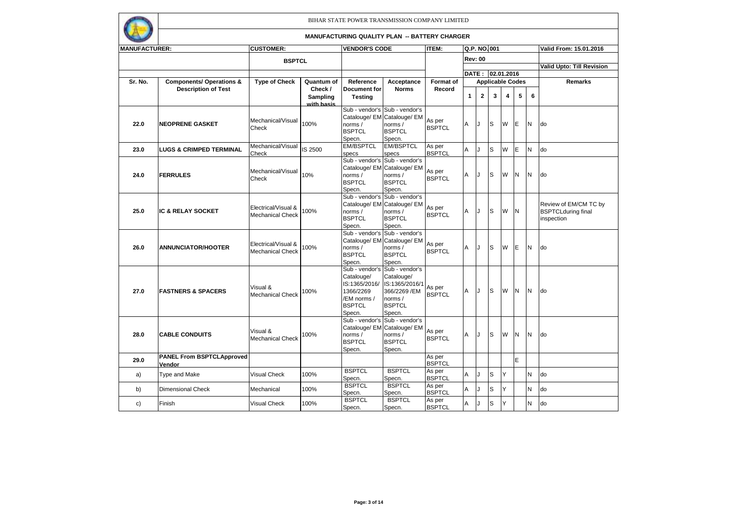BIHAR STATE POWER TRANSMISSION COMPANY LIMITED

**MANUFACTURING QUALITY PLAN -- BATTERY CHARGER**

| **MANUFACTURER:** | | **CUSTOMER:** | | **VENDOR'S CODE** | | **ITEM:** | **Q.P. NO. 001** | | | | | | **Valid From: 15.01.2016** |
|---|---|---|---|---|---|---|---|---|---|---|---|---|---|
| | | **BSPTCL** | | | | | **Rev: 00** | | | | | | **Valid Upto: Till Revision** |
| | | | | | | | **DATE : 02.01.2016** | | | | | | |
| **Sr. No.** | **Components/ Operations & Description of Test** | **Type of Check** | **Quantum of Check / Sampling with basis** | **Reference Document for Testing** | **Acceptance Norms** | **Format of Record** | **Applicable Codes** | | | | | | **Remarks** |
| | | | | | | | **1** | **2** | **3** | **4** | **5** | **6** | |
| **22.0** | **NEOPRENE GASKET** | Mechanical/Visual Check | 100% | Sub - vendor's Catalouge/ EM norms / BSPTCL Specn. | Sub - vendor's Catalouge/ EM norms / BSPTCL Specn. | As per BSPTCL | A | J | S | W | E | N | do |
| **23.0** | **LUGS & CRIMPED TERMINAL** | Mechanical/Visual Check | IS 2500 | EM/BSPTCL specs | EM/BSPTCL specs | As per BSPTCL | A | J | S | W | E | N | do |
| **24.0** | **FERRULES** | Mechanical/Visual Check | 10% | Sub - vendor's Catalouge/ EM norms / BSPTCL Specn. | Sub - vendor's Catalouge/ EM norms / BSPTCL Specn. | As per BSPTCL | A | J | S | W | N | N | do |
| **25.0** | **IC & RELAY SOCKET** | Electrical/Visual & Mechanical Check | 100% | Sub - vendor's Catalouge/ EM norms / BSPTCL Specn. | Sub - vendor's Catalouge/ EM norms / BSPTCL Specn. | As per BSPTCL | A | J | S | W | N | | Review of EM/CM TC by BSPTCLduring final inspection |
| **26.0** | **ANNUNCIATOR/HOOTER** | Electrical/Visual & Mechanical Check | 100% | Sub - vendor's Catalouge/ EM norms / BSPTCL Specn. | Sub - vendor's Catalouge/ EM norms / BSPTCL Specn. | As per BSPTCL | A | J | S | W | E | N | do |
| **27.0** | **FASTNERS & SPACERS** | Visual & Mechanical Check | 100% | Sub - vendor's Catalouge/ IS:1365/2016/ 1366/2269 /EM norms / BSPTCL Specn. | Sub - vendor's Catalouge/ IS:1365/2016/1 366/2269 /EM norms / BSPTCL Specn. | As per BSPTCL | A | J | S | W | N | N | do |
| **28.0** | **CABLE CONDUITS** | Visual & Mechanical Check | 100% | Sub - vendor's Catalouge/ EM norms / BSPTCL Specn. | Sub - vendor's Catalouge/ EM norms / BSPTCL Specn. | As per BSPTCL | A | J | S | W | N | N | do |
| **29.0** | **PANEL From BSPTCLApproved Vendor** | | | | | As per BSPTCL | | | | | E | | |
| a) | Type and Make | Visual Check | 100% | BSPTCL Specn. | BSPTCL Specn. | As per BSPTCL | A | J | S | Y | | N | do |
| b) | Dimensional Check | Mechanical | 100% | BSPTCL Specn. | BSPTCL Specn. | As per BSPTCL | A | J | S | Y | | N | do |
| c) | Finish | Visual Check | 100% | BSPTCL Specn. | BSPTCL Specn. | As per BSPTCL | A | J | S | Y | | N | do |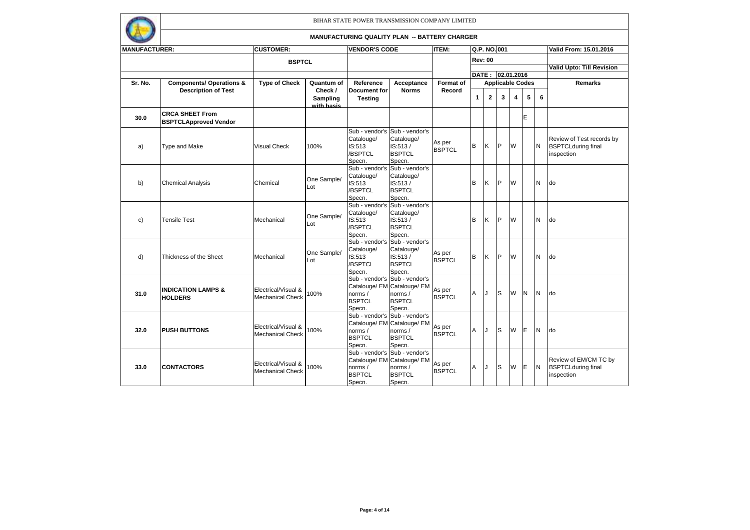BIHAR STATE POWER TRANSMISSION COMPANY LIMITED

**MANUFACTURING QUALITY PLAN -- BATTERY CHARGER**

| **MANUFACTURER:** | | **CUSTOMER:** | | **VENDOR'S CODE** | | **ITEM:** | **Q.P. NO. 001** | | | | | | **Valid From: 15.01.2016** |
|---|---|---|---|---|---|---|---|---|---|---|---|---|---|
| | | **BSPTCL** | | | | | **Rev: 00** | | | | | | **Valid Upto: Till Revision** |
| | | | | | | | **DATE : 02.01.2016** | | | | | | |
| **Sr. No.** | **Components/ Operations & Description of Test** | **Type of Check** | **Quantum of Check / Sampling with basis** | **Reference Document for Testing** | **Acceptance Norms** | **Format of Record** | **Applicable Codes** | | | | | | **Remarks** |
| | | | | | | | **1** | **2** | **3** | **4** | **5** | **6** | |
| **30.0** | **CRCA SHEET From BSPTCLApproved Vendor** | | | | | | | | | | E | | |
| a) | Type and Make | Visual Check | 100% | Sub - vendor's Catalouge/ IS:513 /BSPTCL Specn. | Sub - vendor's Catalouge/ IS:513 / BSPTCL Specn. | As per BSPTCL | B | K | P | W | | N | Review of Test records by BSPTCLduring final inspection |
| b) | Chemical Analysis | Chemical | One Sample/ Lot | Sub - vendor's Catalouge/ IS:513 /BSPTCL Specn. | Sub - vendor's Catalouge/ IS:513 / BSPTCL Specn. | | B | K | P | W | | N | do |
| c) | Tensile Test | Mechanical | One Sample/ Lot | Sub - vendor's Catalouge/ IS:513 /BSPTCL Specn. | Sub - vendor's Catalouge/ IS:513 / BSPTCL Specn. | | B | K | P | W | | N | do |
| d) | Thickness of the Sheet | Mechanical | One Sample/ Lot | Sub - vendor's Catalouge/ IS:513 /BSPTCL Specn. | Sub - vendor's Catalouge/ IS:513 / BSPTCL Specn. | As per BSPTCL | B | K | P | W | | N | do |
| **31.0** | **INDICATION LAMPS & HOLDERS** | Electrical/Visual & Mechanical Check | 100% | Sub - vendor's Catalouge/ EM norms / BSPTCL Specn. | Sub - vendor's Catalouge/ EM norms / BSPTCL Specn. | As per BSPTCL | A | J | S | W | N | N | do |
| **32.0** | **PUSH BUTTONS** | Electrical/Visual & Mechanical Check | 100% | Sub - vendor's Catalouge/ EM norms / BSPTCL Specn. | Sub - vendor's Catalouge/ EM norms / BSPTCL Specn. | As per BSPTCL | A | J | S | W | E | N | do |
| **33.0** | **CONTACTORS** | Electrical/Visual & Mechanical Check | 100% | Sub - vendor's Catalouge/ EM norms / BSPTCL Specn. | Sub - vendor's Catalouge/ EM norms / BSPTCL Specn. | As per BSPTCL | A | J | S | W | E | N | Review of EM/CM TC by BSPTCLduring final inspection |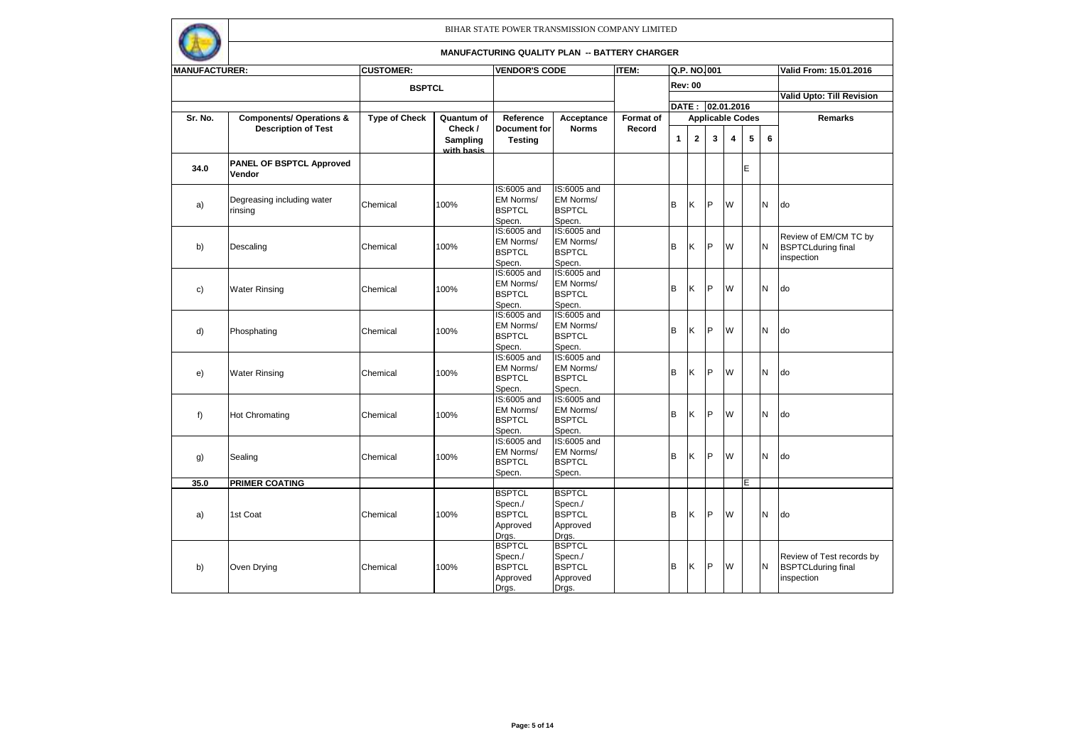BIHAR STATE POWER TRANSMISSION COMPANY LIMITED

**MANUFACTURING QUALITY PLAN -- BATTERY CHARGER**

| **MANUFACTURER:** | | **CUSTOMER:** | | **VENDOR'S CODE** | | **ITEM:** | **Q.P. NO. 001** | | | | | | **Valid From: 15.01.2016** |
|---|---|---|---|---|---|---|---|---|---|---|---|---|---|
| | | **BSPTCL** | | | | | **Rev: 00** | | | | | | **Valid Upto: Till Revision** |
| | | | | | | | **DATE : 02.01.2016** | | | | | | |
| **Sr. No.** | **Components/ Operations & Description of Test** | **Type of Check** | **Quantum of Check / Sampling with basis** | **Reference Document for Testing** | **Acceptance Norms** | **Format of Record** | **Applicable Codes** | | | | | | **Remarks** |
| | | | | | | | **1** | **2** | **3** | **4** | **5** | **6** | |
| **34.0** | **PANEL OF BSPTCL Approved Vendor** | | | | | | | | | | E | | |
| a) | Degreasing including water rinsing | Chemical | 100% | IS:6005 and EM Norms/ BSPTCL Specn. | IS:6005 and EM Norms/ BSPTCL Specn. | | B | K | P | W | | N | do |
| b) | Descaling | Chemical | 100% | IS:6005 and EM Norms/ BSPTCL Specn. | IS:6005 and EM Norms/ BSPTCL Specn. | | B | K | P | W | | N | Review of EM/CM TC by BSPTCLduring final inspection |
| c) | Water Rinsing | Chemical | 100% | IS:6005 and EM Norms/ BSPTCL Specn. | IS:6005 and EM Norms/ BSPTCL Specn. | | B | K | P | W | | N | do |
| d) | Phosphating | Chemical | 100% | IS:6005 and EM Norms/ BSPTCL Specn. | IS:6005 and EM Norms/ BSPTCL Specn. | | B | K | P | W | | N | do |
| e) | Water Rinsing | Chemical | 100% | IS:6005 and EM Norms/ BSPTCL Specn. | IS:6005 and EM Norms/ BSPTCL Specn. | | B | K | P | W | | N | do |
| f) | Hot Chromating | Chemical | 100% | IS:6005 and EM Norms/ BSPTCL Specn. | IS:6005 and EM Norms/ BSPTCL Specn. | | B | K | P | W | | N | do |
| g) | Sealing | Chemical | 100% | IS:6005 and EM Norms/ BSPTCL Specn. | IS:6005 and EM Norms/ BSPTCL Specn. | | B | K | P | W | | N | do |
| **35.0** | **PRIMER COATING** | | | | | | | | | | E | | |
| a) | 1st Coat | Chemical | 100% | BSPTCL Specn./ BSPTCL Approved Drgs. | BSPTCL Specn./ BSPTCL Approved Drgs. | | B | K | P | W | | N | do |
| b) | Oven Drying | Chemical | 100% | BSPTCL Specn./ BSPTCL Approved Drgs. | BSPTCL Specn./ BSPTCL Approved Drgs. | | B | K | P | W | | N | Review of Test records by BSPTCLduring final inspection |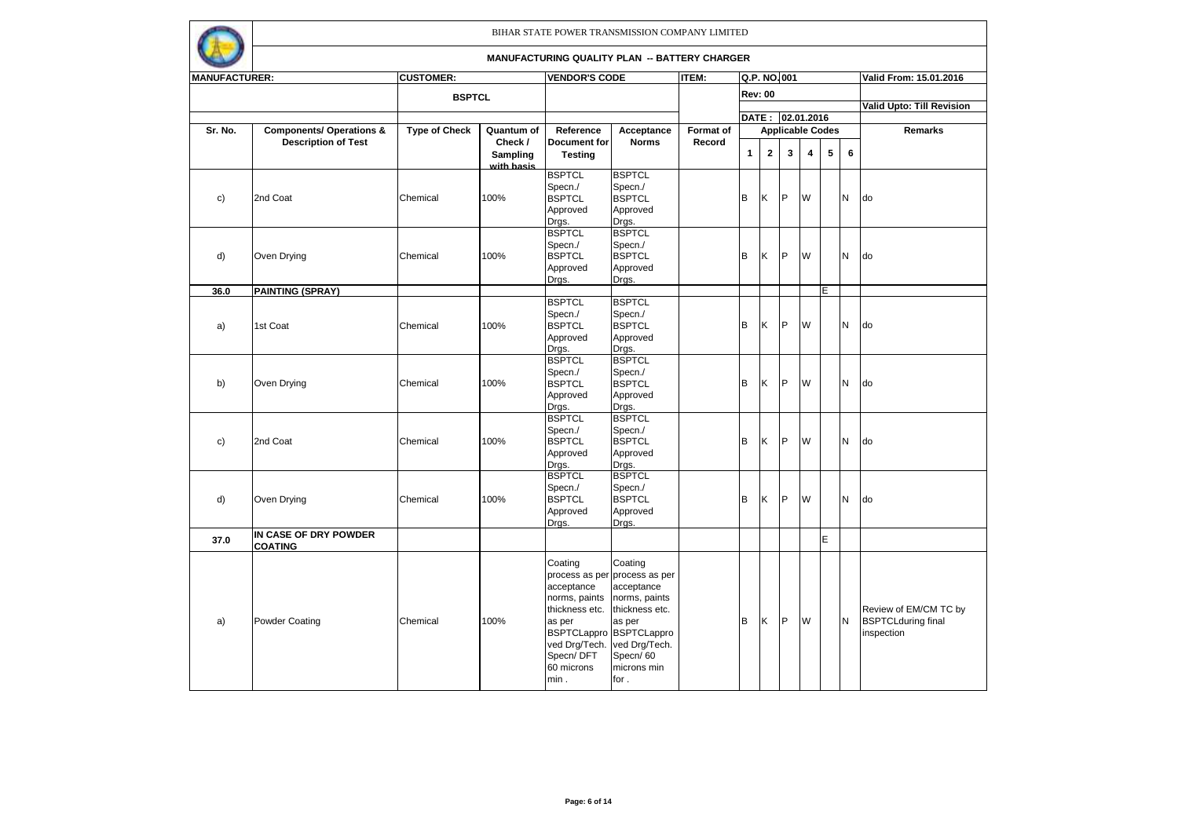BIHAR STATE POWER TRANSMISSION COMPANY LIMITED

**MANUFACTURING QUALITY PLAN -- BATTERY CHARGER**

| MANUFACTURER: | | CUSTOMER: | | VENDOR'S CODE | | ITEM: | Q.P. NO. 001 | | | | | | Valid From: 15.01.2016 |
|---|---|---|---|---|---|---|---|---|---|---|---|---|---|
| | | BSPTCL | | | | | Rev: 00 | | | | | | Valid Upto: Till Revision |
| | | | | | | | DATE : 02.01.2016 | | | | | | |
| Sr. No. | Components/ Operations & Description of Test | Type of Check | Quantum of Check / Sampling with basis | Reference Document for Testing | Acceptance Norms | Format of Record | Applicable Codes | | | | | | Remarks |
| | | | | | | | 1 | 2 | 3 | 4 | 5 | 6 | |
| c) | 2nd Coat | Chemical | 100% | BSPTCL Specn./ BSPTCL Approved Drgs. | BSPTCL Specn./ BSPTCL Approved Drgs. | | B | K | P | W | | N | do |
| d) | Oven Drying | Chemical | 100% | BSPTCL Specn./ BSPTCL Approved Drgs. | BSPTCL Specn./ BSPTCL Approved Drgs. | | B | K | P | W | | N | do |
| 36.0 | **PAINTING (SPRAY)** | | | | | | | | | | E | | |
| a) | 1st Coat | Chemical | 100% | BSPTCL Specn./ BSPTCL Approved Drgs. | BSPTCL Specn./ BSPTCL Approved Drgs. | | B | K | P | W | | N | do |
| b) | Oven Drying | Chemical | 100% | BSPTCL Specn./ BSPTCL Approved Drgs. | BSPTCL Specn./ BSPTCL Approved Drgs. | | B | K | P | W | | N | do |
| c) | 2nd Coat | Chemical | 100% | BSPTCL Specn./ BSPTCL Approved Drgs. | BSPTCL Specn./ BSPTCL Approved Drgs. | | B | K | P | W | | N | do |
| d) | Oven Drying | Chemical | 100% | BSPTCL Specn./ BSPTCL Approved Drgs. | BSPTCL Specn./ BSPTCL Approved Drgs. | | B | K | P | W | | N | do |
| 37.0 | **IN CASE OF DRY POWDER COATING** | | | | | | | | | | E | | |
| a) | Powder Coating | Chemical | 100% | Coating process as per acceptance norms, paints thickness etc. as per BSPTCLapproved Drg/Tech. Specn/ DFT 60 microns min . | Coating process as per acceptance norms, paints thickness etc. as per BSPTCLapproved Drg/Tech. Specn/ 60 microns min for . | | B | K | P | W | | N | Review of EM/CM TC by BSPTCLduring final inspection |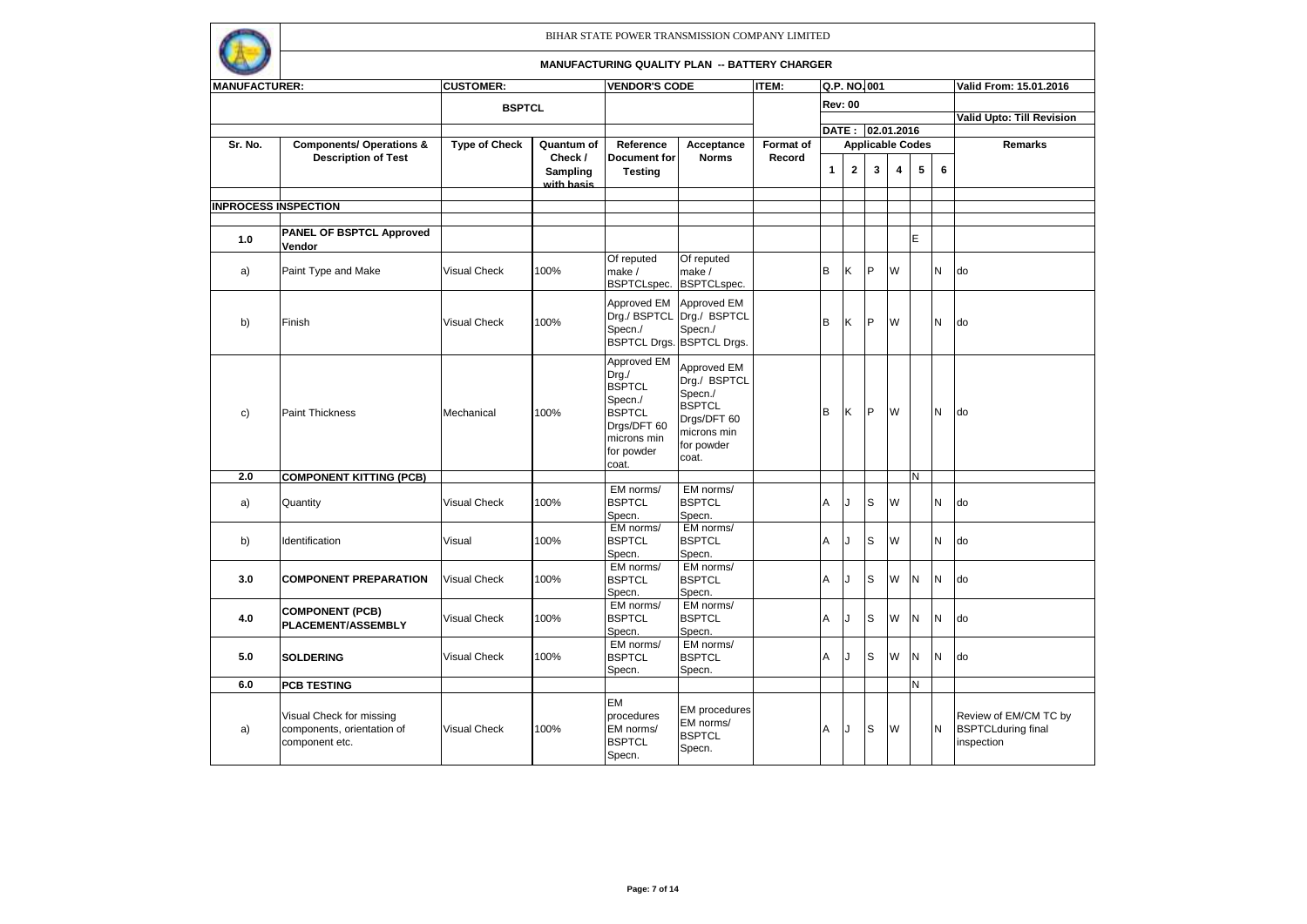BIHAR STATE POWER TRANSMISSION COMPANY LIMITED

**MANUFACTURING QUALITY PLAN -- BATTERY CHARGER**

| **MANUFACTURER:** | | **CUSTOMER:** | | **VENDOR'S CODE** | | **ITEM:** | **Q.P. NO. 001** | | | | | | **Valid From: 15.01.2016** |
|---|---|---|---|---|---|---|---|---|---|---|---|---|---|
| | | **BSPTCL** | | | | | **Rev: 00** | | | | | | **Valid Upto: Till Revision** |
| | | | | | | | **DATE : 02.01.2016** | | | | | | |
| **Sr. No.** | **Components/ Operations & Description of Test** | **Type of Check** | **Quantum of Check / Sampling with basis** | **Reference Document for Testing** | **Acceptance Norms** | **Format of Record** | **Applicable Codes** | | | | | | **Remarks** |
| | | | | | | | **1** | **2** | **3** | **4** | **5** | **6** | |
| **INPROCESS INSPECTION** | | | | | | | | | | | | | |
| **1.0** | **PANEL OF BSPTCL Approved Vendor** | | | | | | | | | | E | | |
| a) | Paint Type and Make | Visual Check | 100% | Of reputed make / BSPTCLspec. | Of reputed make / BSPTCLspec. | | B | K | P | W | | N | do |
| b) | Finish | Visual Check | 100% | Approved EM Drg./ BSPTCL Specn./ BSPTCL Drgs. | Approved EM Drg./ BSPTCL Specn./ BSPTCL Drgs. | | B | K | P | W | | N | do |
| c) | Paint Thickness | Mechanical | 100% | Approved EM Drg./ BSPTCL Specn./ BSPTCL Drgs/DFT 60 microns min for powder coat. | Approved EM Drg./ BSPTCL Specn./ BSPTCL Drgs/DFT 60 microns min for powder coat. | | B | K | P | W | | N | do |
| **2.0** | **COMPONENT KITTING (PCB)** | | | | | | | | | | N | | |
| a) | Quantity | Visual Check | 100% | EM norms/ BSPTCL Specn. | EM norms/ BSPTCL Specn. | | A | J | S | W | | N | do |
| b) | Identification | Visual | 100% | EM norms/ BSPTCL Specn. | EM norms/ BSPTCL Specn. | | A | J | S | W | | N | do |
| **3.0** | **COMPONENT PREPARATION** | Visual Check | 100% | EM norms/ BSPTCL Specn. | EM norms/ BSPTCL Specn. | | A | J | S | W | N | N | do |
| **4.0** | **COMPONENT (PCB) PLACEMENT/ASSEMBLY** | Visual Check | 100% | EM norms/ BSPTCL Specn. | EM norms/ BSPTCL Specn. | | A | J | S | W | N | N | do |
| **5.0** | **SOLDERING** | Visual Check | 100% | EM norms/ BSPTCL Specn. | EM norms/ BSPTCL Specn. | | A | J | S | W | N | N | do |
| **6.0** | **PCB TESTING** | | | | | | | | | | N | | |
| a) | Visual Check for missing components, orientation of component etc. | Visual Check | 100% | EM procedures EM norms/ BSPTCL Specn. | EM procedures EM norms/ BSPTCL Specn. | | A | J | S | W | | N | Review of EM/CM TC by BSPTCLduring final inspection |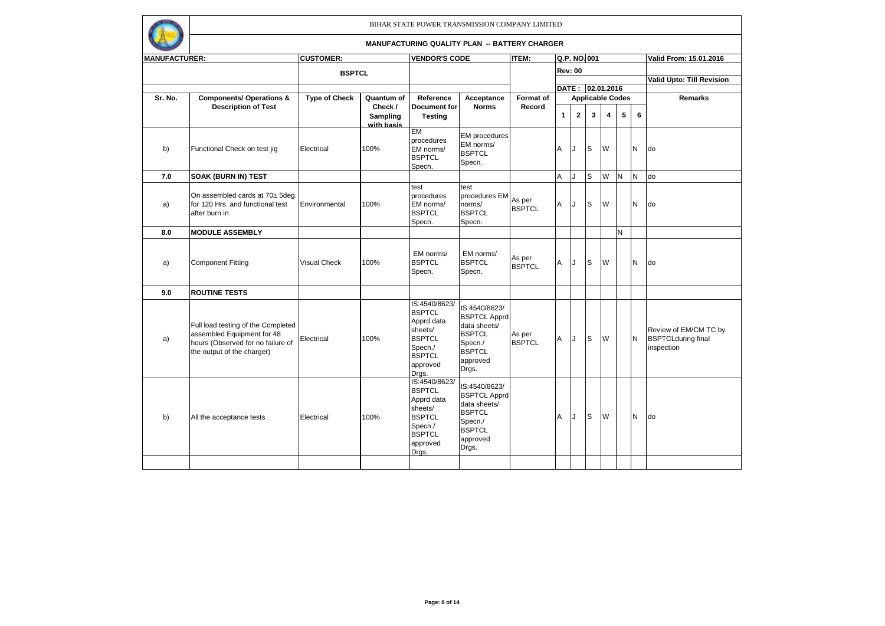BIHAR STATE POWER TRANSMISSION COMPANY LIMITED

**MANUFACTURING QUALITY PLAN -- BATTERY CHARGER**

| **MANUFACTURER:** | | **CUSTOMER:** | | **VENDOR'S CODE** | | **ITEM:** | **Q.P. NO.** 001 | | | | | | **Valid From: 15.01.2016** |
|---|---|---|---|---|---|---|---|---|---|---|---|---|---|
| | | **BSPTCL** | | | | | **Rev: 00** | | | | | | **Valid Upto: Till Revision** |
| | | | | | | | **DATE :** 02.01.2016 | | | | | | |
| **Sr. No.** | **Components/ Operations & Description of Test** | **Type of Check** | **Quantum of Check / Sampling with basis** | **Reference Document for Testing** | **Acceptance Norms** | **Format of Record** | **Applicable Codes** | | | | | | **Remarks** |
| | | | | | | | **1** | **2** | **3** | **4** | **5** | **6** | |
| b) | Functional Check on test jig | Electrical | 100% | EM procedures EM norms/ BSPTCL Specn. | EM procedures EM norms/ BSPTCL Specn. | | A | J | S | W | | N | do |
| **7.0** | **SOAK (BURN IN) TEST** | | | | | | A | J | S | W | N | N | do |
| a) | On assembled cards at 70± 5deg. for 120 Hrs. and functional test after burn in | Environmental | 100% | test procedures EM norms/ BSPTCL Specn. | test procedures EM norms/ BSPTCL Specn. | As per BSPTCL | A | J | S | W | | N | do |
| **8.0** | **MODULE ASSEMBLY** | | | | | | | | | | N | | |
| a) | Component Fitting | Visual Check | 100% | EM norms/ BSPTCL Specn. | EM norms/ BSPTCL Specn. | As per BSPTCL | A | J | S | W | | N | do |
| **9.0** | **ROUTINE TESTS** | | | | | | | | | | | | |
| a) | Full load testing of the Completed assembled Equipment for 48 hours (Observed for no failure of the output of the charger) | Electrical | 100% | IS:4540/8623/ BSPTCL Apprd data sheets/ BSPTCL Specn./ BSPTCL approved Drgs. | IS:4540/8623/ BSPTCL Apprd data sheets/ BSPTCL Specn./ BSPTCL approved Drgs. | As per BSPTCL | A | J | S | W | | N | Review of EM/CM TC by BSPTCLduring final inspection |
| b) | All the acceptance tests | Electrical | 100% | IS:4540/8623/ BSPTCL Apprd data sheets/ BSPTCL Specn./ BSPTCL approved Drgs. | IS:4540/8623/ BSPTCL Apprd data sheets/ BSPTCL Specn./ BSPTCL approved Drgs. | | A | J | S | W | | N | do |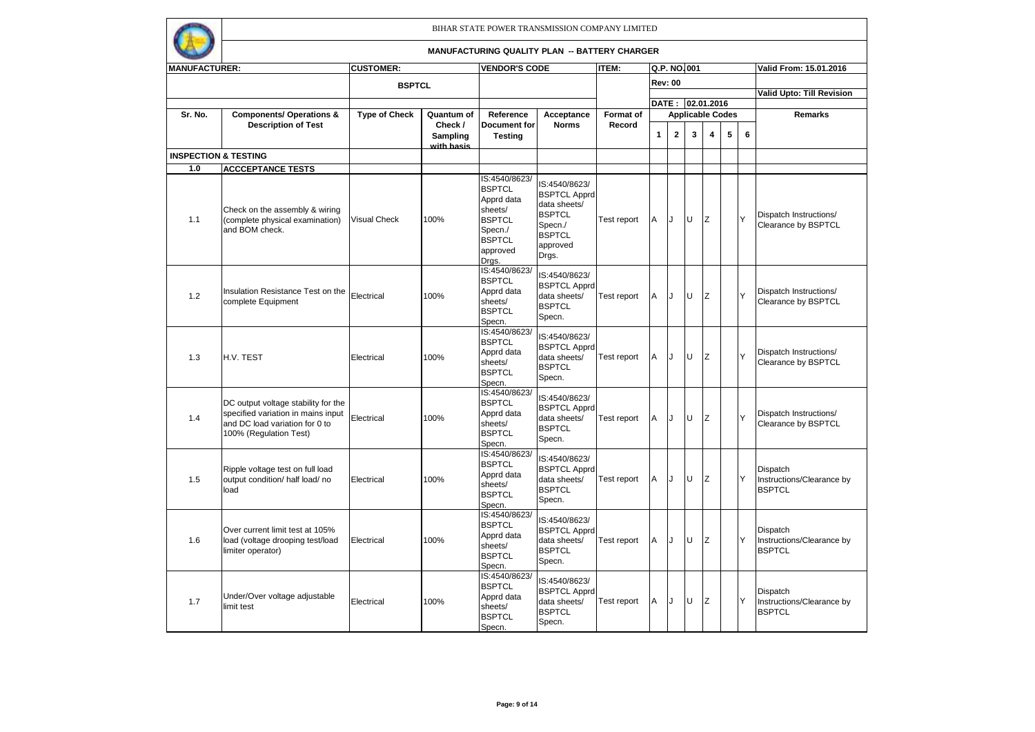BIHAR STATE POWER TRANSMISSION COMPANY LIMITED

**MANUFACTURING QUALITY PLAN -- BATTERY CHARGER**

| MANUFACTURER: | | CUSTOMER: | | VENDOR'S CODE | | ITEM: | Q.P. NO. 001 | | | | | | Valid From: 15.01.2016 |
|---|---|---|---|---|---|---|---|---|---|---|---|---|---|
| | | BSPTCL | | | | | Rev: 00 | | | | | | Valid Upto: Till Revision |
| | | | | | | | DATE : 02.01.2016 | | | | | | |
| Sr. No. | Components/ Operations & Description of Test | Type of Check | Quantum of Check / Sampling with basis | Reference Document for Testing | Acceptance Norms | Format of Record | Applicable Codes | | | | | | Remarks |
| | | | | | | | 1 | 2 | 3 | 4 | 5 | 6 | |
| INSPECTION & TESTING | | | | | | | | | | | | | |
| 1.0 | ACCCEPTANCE TESTS | | | | | | | | | | | | |
| 1.1 | Check on the assembly & wiring (complete physical examination) and BOM check. | Visual Check | 100% | IS:4540/8623/ BSPTCL Apprd data sheets/ BSPTCL Specn./ BSPTCL approved Drgs. | IS:4540/8623/ BSPTCL Apprd data sheets/ BSPTCL Specn./ BSPTCL approved Drgs. | Test report | A | J | U | Z | | Y | Dispatch Instructions/ Clearance by BSPTCL |
| 1.2 | Insulation Resistance Test on the complete Equipment | Electrical | 100% | IS:4540/8623/ BSPTCL Apprd data sheets/ BSPTCL Specn. | IS:4540/8623/ BSPTCL Apprd data sheets/ BSPTCL Specn. | Test report | A | J | U | Z | | Y | Dispatch Instructions/ Clearance by BSPTCL |
| 1.3 | H.V. TEST | Electrical | 100% | IS:4540/8623/ BSPTCL Apprd data sheets/ BSPTCL Specn. | IS:4540/8623/ BSPTCL Apprd data sheets/ BSPTCL Specn. | Test report | A | J | U | Z | | Y | Dispatch Instructions/ Clearance by BSPTCL |
| 1.4 | DC output voltage stability for the specified variation in mains input and DC load variation for 0 to 100% (Regulation Test) | Electrical | 100% | IS:4540/8623/ BSPTCL Apprd data sheets/ BSPTCL Specn. | IS:4540/8623/ BSPTCL Apprd data sheets/ BSPTCL Specn. | Test report | A | J | U | Z | | Y | Dispatch Instructions/ Clearance by BSPTCL |
| 1.5 | Ripple voltage test on full load output condition/ half load/ no load | Electrical | 100% | IS:4540/8623/ BSPTCL Apprd data sheets/ BSPTCL Specn. | IS:4540/8623/ BSPTCL Apprd data sheets/ BSPTCL Specn. | Test report | A | J | U | Z | | Y | Dispatch Instructions/Clearance by BSPTCL |
| 1.6 | Over current limit test at 105% load (voltage drooping test/load limiter operator) | Electrical | 100% | IS:4540/8623/ BSPTCL Apprd data sheets/ BSPTCL Specn. | IS:4540/8623/ BSPTCL Apprd data sheets/ BSPTCL Specn. | Test report | A | J | U | Z | | Y | Dispatch Instructions/Clearance by BSPTCL |
| 1.7 | Under/Over voltage adjustable limit test | Electrical | 100% | IS:4540/8623/ BSPTCL Apprd data sheets/ BSPTCL Specn. | IS:4540/8623/ BSPTCL Apprd data sheets/ BSPTCL Specn. | Test report | A | J | U | Z | | Y | Dispatch Instructions/Clearance by BSPTCL |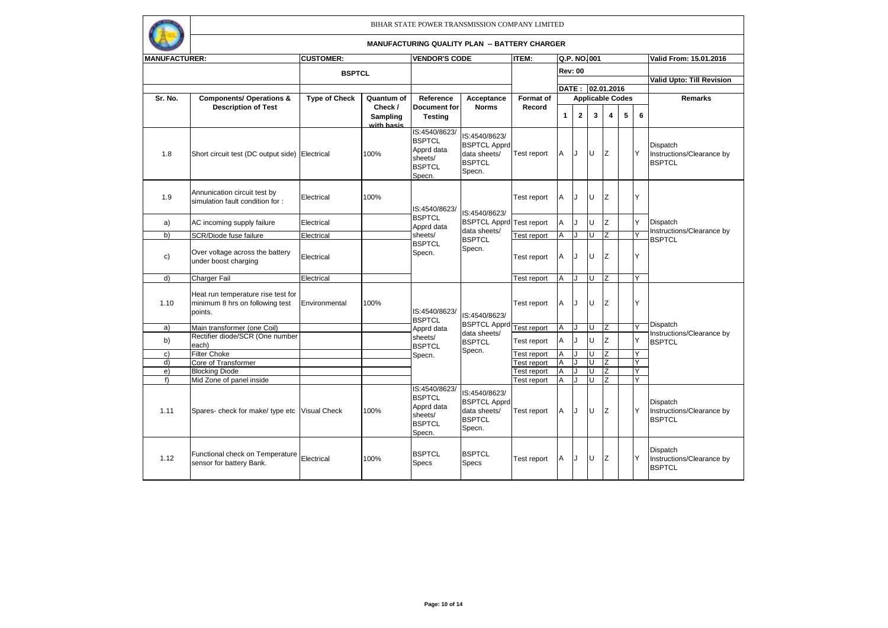BIHAR STATE POWER TRANSMISSION COMPANY LIMITED

## MANUFACTURING QUALITY PLAN -- BATTERY CHARGER

| MANUFACTURER: | | CUSTOMER: | | VENDOR'S CODE | | ITEM: | Q.P. NO. 001 | | | | | | Valid From: 15.01.2016 |
|---|---|---|---|---|---|---|---|---|---|---|---|---|---|
| | | BSPTCL | | | | | Rev: 00 | | | | | | Valid Upto: Till Revision |
| | | | | | | | DATE : 02.01.2016 | | | | | | |
| Sr. No. | Components/ Operations & Description of Test | Type of Check | Quantum of Check / Sampling with basis | Reference Document for Testing | Acceptance Norms | Format of Record | Applicable Codes | | | | | | Remarks |
| | | | | | | | 1 | 2 | 3 | 4 | 5 | 6 | |
| 1.8 | Short circuit test (DC output side) | Electrical | 100% | IS:4540/8623/ BSPTCL Apprd data sheets/ BSPTCL Specn. | IS:4540/8623/ BSPTCL Apprd data sheets/ BSPTCL Specn. | Test report | A | J | U | Z | | Y | Dispatch Instructions/Clearance by BSPTCL |
| 1.9 | Annunication circuit test by simulation fault condition for : | Electrical | 100% | IS:4540/8623/ BSPTCL Apprd data sheets/ BSPTCL Specn. | IS:4540/8623/ BSPTCL Apprd data sheets/ BSPTCL Specn. | Test report | A | J | U | Z | | Y | Dispatch Instructions/Clearance by BSPTCL |
| a) | AC incoming supply failure | Electrical | | | | Test report | A | J | U | Z | | Y | |
| b) | SCR/Diode fuse failure | Electrical | | | | Test report | A | J | U | Z | | Y | |
| c) | Over voltage across the battery under boost charging | Electrical | | | | Test report | A | J | U | Z | | Y | |
| d) | Charger Fail | Electrical | | | | Test report | A | J | U | Z | | Y | |
| 1.10 | Heat run temperature rise test for minimum 8 hrs on following test points. | Environmental | 100% | IS:4540/8623/ BSPTCL Apprd data sheets/ BSPTCL Specn. | IS:4540/8623/ BSPTCL Apprd data sheets/ BSPTCL Specn. | Test report | A | J | U | Z | | Y | Dispatch Instructions/Clearance by BSPTCL |
| a) | Main transformer (one Coil) | | | | | Test report | A | J | U | Z | | Y | |
| b) | Rectifier diode/SCR (One number each) | | | | | Test report | A | J | U | Z | | Y | |
| c) | Filter Choke | | | | | Test report | A | J | U | Z | | Y | |
| d) | Core of Transformer | | | | | Test report | A | J | U | Z | | Y | |
| e) | Blocking Diode | | | | | Test report | A | J | U | Z | | Y | |
| f) | Mid Zone of panel inside | | | | | Test report | A | J | U | Z | | Y | |
| 1.11 | Spares- check for make/ type etc | Visual Check | 100% | IS:4540/8623/ BSPTCL Apprd data sheets/ BSPTCL Specn. | IS:4540/8623/ BSPTCL Apprd data sheets/ BSPTCL Specn. | Test report | A | J | U | Z | | Y | Dispatch Instructions/Clearance by BSPTCL |
| 1.12 | Functional check on Temperature sensor for battery Bank. | Electrical | 100% | BSPTCL Specs | BSPTCL Specs | Test report | A | J | U | Z | | Y | Dispatch Instructions/Clearance by BSPTCL |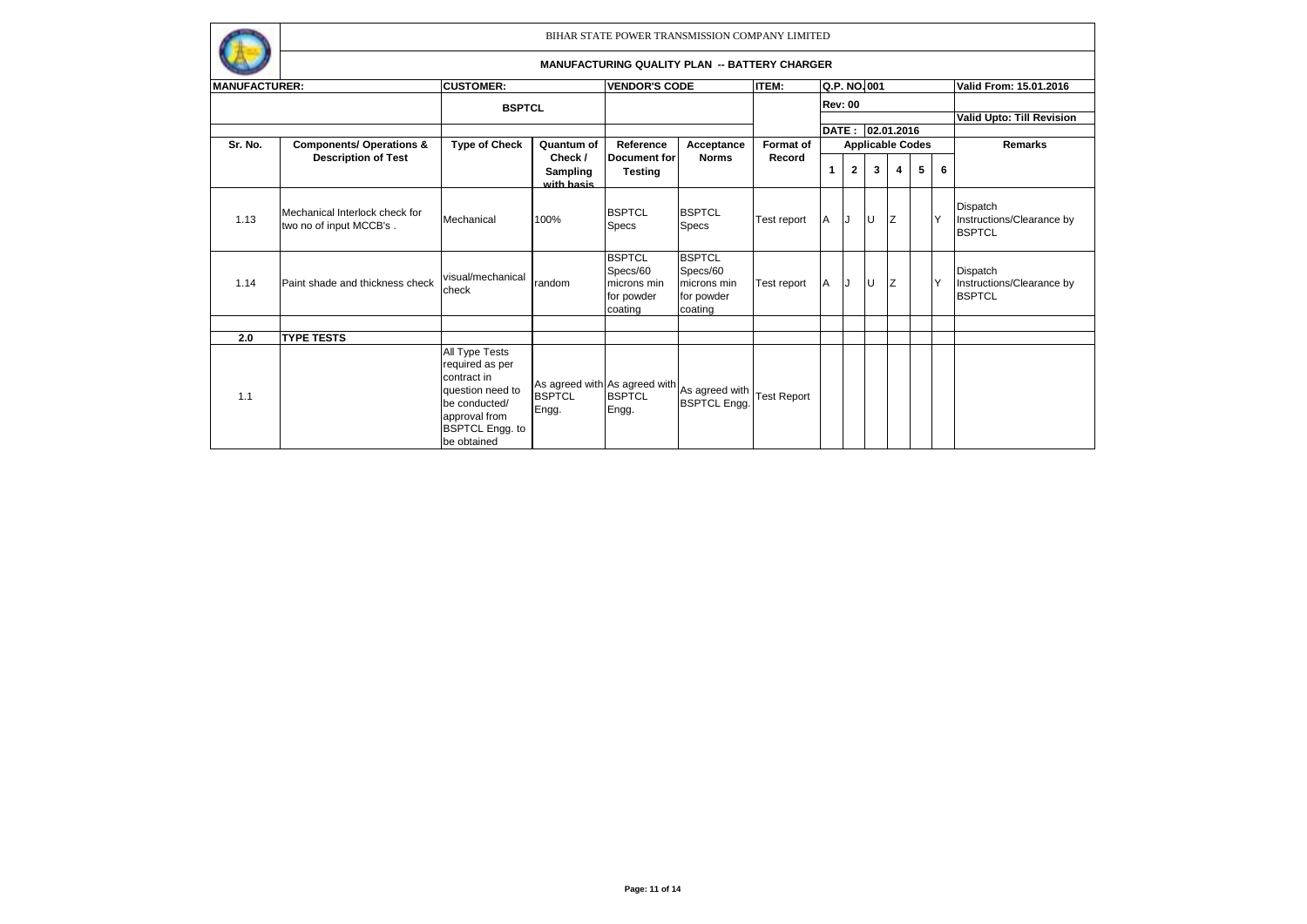BIHAR STATE POWER TRANSMISSION COMPANY LIMITED

**MANUFACTURING QUALITY PLAN -- BATTERY CHARGER**

| **MANUFACTURER:** | | **CUSTOMER:** | | **VENDOR'S CODE** | | **ITEM:** | **Q.P. NO.** 001 | | | | | | **Valid From: 15.01.2016** |
|---|---|---|---|---|---|---|---|---|---|---|---|---|---|
| | | **BSPTCL** | | | | | **Rev: 00** | | | | | | **Valid Upto: Till Revision** |
| | | | | | | | **DATE :** 02.01.2016 | | | | | | |
| **Sr. No.** | **Components/ Operations & Description of Test** | **Type of Check** | **Quantum of Check / Sampling with basis** | **Reference Document for Testing** | **Acceptance Norms** | **Format of Record** | **Applicable Codes** | | | | | | **Remarks** |
| | | | | | | | **1** | **2** | **3** | **4** | **5** | **6** | |
| 1.13 | Mechanical Interlock check for two no of input MCCB's . | Mechanical | 100% | BSPTCL Specs | BSPTCL Specs | Test report | A | J | U | Z | | Y | Dispatch Instructions/Clearance by BSPTCL |
| 1.14 | Paint shade and thickness check | visual/mechanical check | random | BSPTCL Specs/60 microns min for powder coating | BSPTCL Specs/60 microns min for powder coating | Test report | A | J | U | Z | | Y | Dispatch Instructions/Clearance by BSPTCL |
| | | | | | | | | | | | | | |
| **2.0** | **TYPE TESTS** | | | | | | | | | | | | |
| 1.1 | | All Type Tests required as per contract in question need to be conducted/ approval from BSPTCL Engg. to be obtained | As agreed with BSPTCL Engg. | As agreed with BSPTCL Engg. | As agreed with BSPTCL Engg. | Test Report | | | | | | | |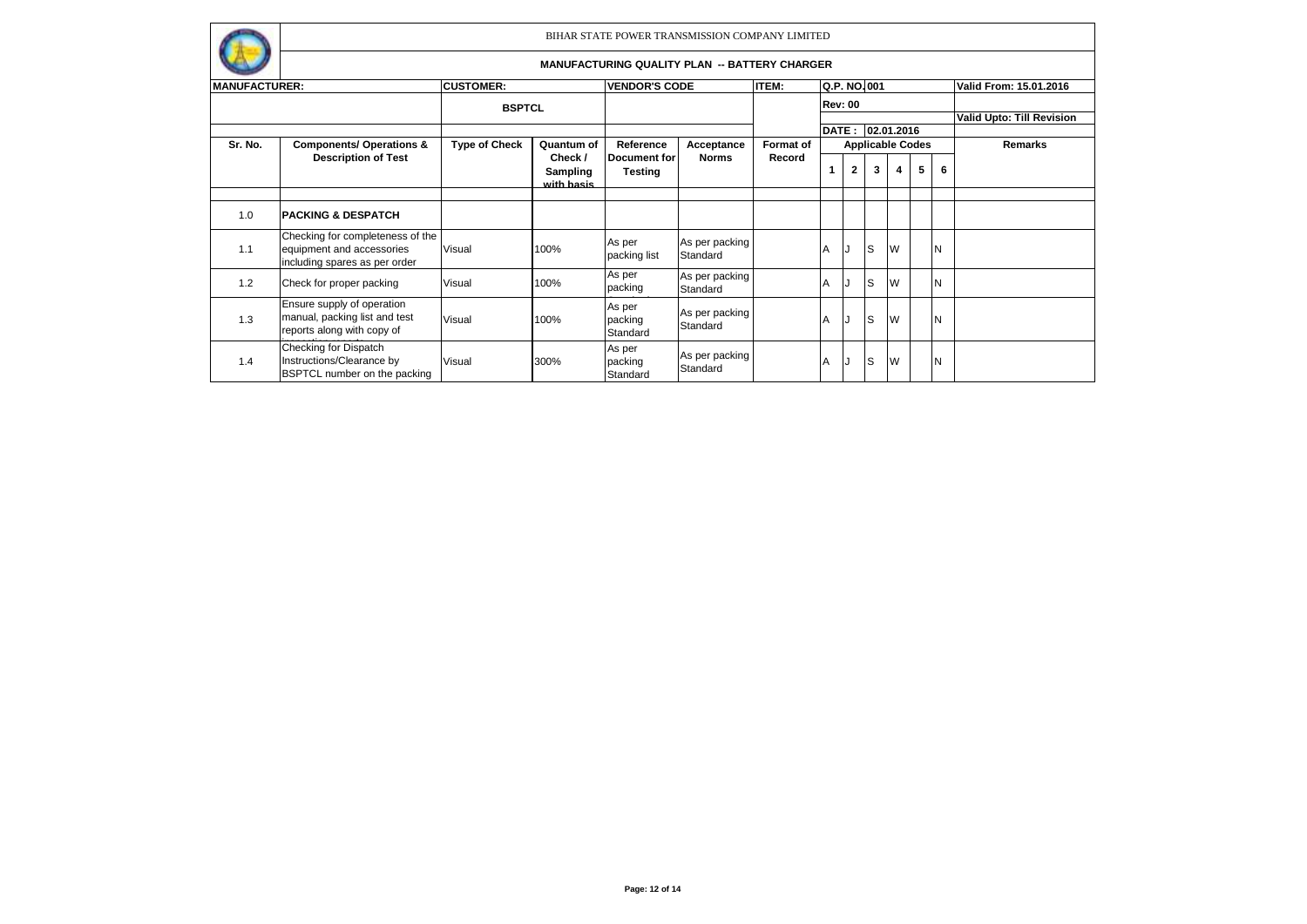BIHAR STATE POWER TRANSMISSION COMPANY LIMITED

**MANUFACTURING QUALITY PLAN -- BATTERY CHARGER**

| **MANUFACTURER:** | | **CUSTOMER:** | | **VENDOR'S CODE** | | **ITEM:** | **Q.P. NO. 001** | | | | | | **Valid From: 15.01.2016** |
|---|---|---|---|---|---|---|---|---|---|---|---|---|---|
| | | **BSPTCL** | | | | | **Rev: 00** | | | | | | **Valid Upto: Till Revision** |
| | | | | | | | **DATE : 02.01.2016** | | | | | | |
| **Sr. No.** | **Components/ Operations & Description of Test** | **Type of Check** | **Quantum of Check / Sampling with basis** | **Reference Document for Testing** | **Acceptance Norms** | **Format of Record** | **Applicable Codes** | | | | | | **Remarks** |
| | | | | | | | **1** | **2** | **3** | **4** | **5** | **6** | |
| 1.0 | **PACKING & DESPATCH** | | | | | | | | | | | | |
| 1.1 | Checking for completeness of the equipment and accessories including spares as per order | Visual | 100% | As per packing list | As per packing Standard | | A | J | S | W | | N | |
| 1.2 | Check for proper packing | Visual | 100% | As per packing | As per packing Standard | | A | J | S | W | | N | |
| 1.3 | Ensure supply of operation manual, packing list and test reports along with copy of | Visual | 100% | As per packing Standard | As per packing Standard | | A | J | S | W | | N | |
| 1.4 | Checking for Dispatch Instructions/Clearance by BSPTCL number on the packing | Visual | 300% | As per packing Standard | As per packing Standard | | A | J | S | W | | N | |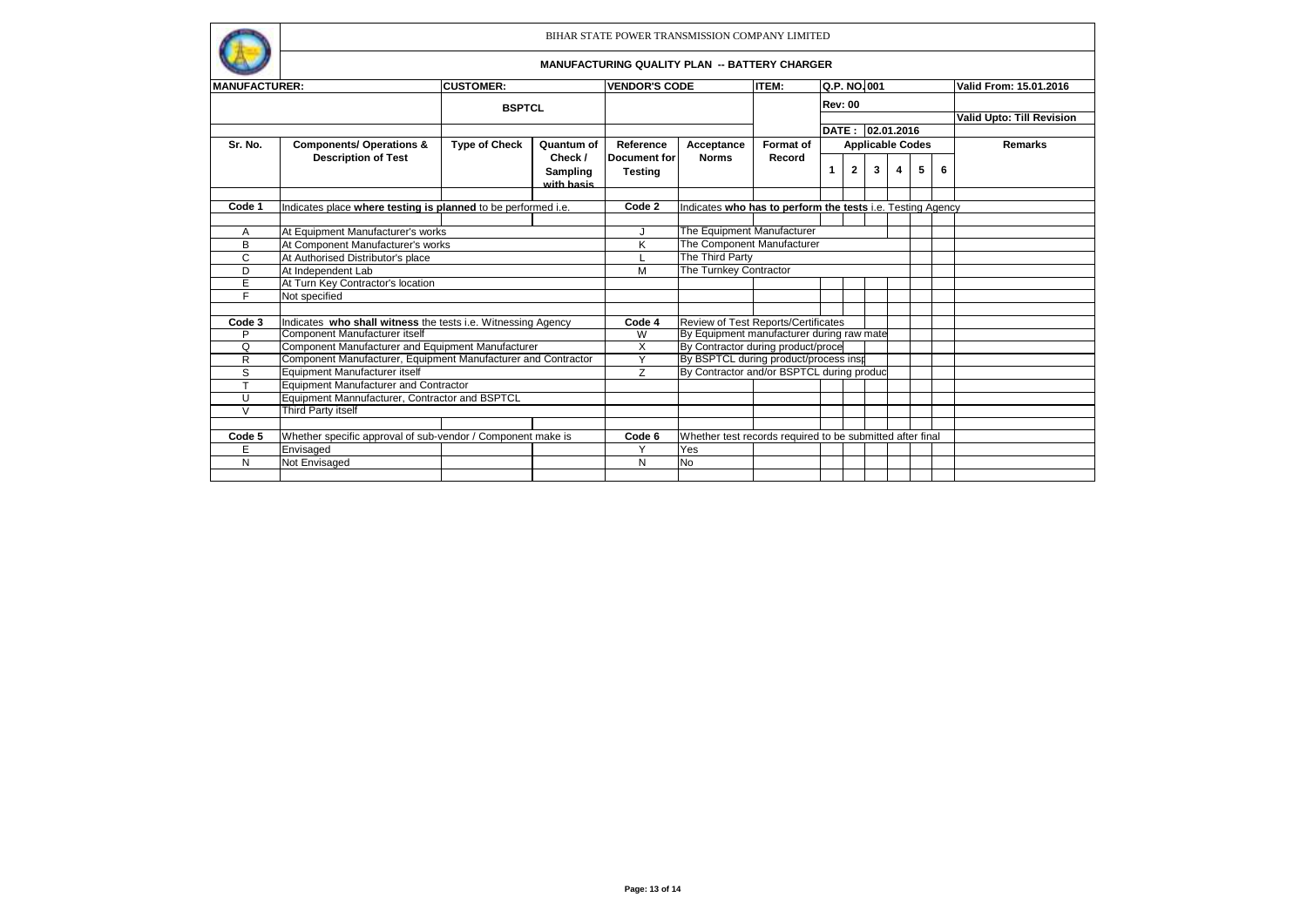BIHAR STATE POWER TRANSMISSION COMPANY LIMITED

**MANUFACTURING QUALITY PLAN -- BATTERY CHARGER**

| **MANUFACTURER:** | | **CUSTOMER:** | | **VENDOR'S CODE** | | **ITEM:** | **Q.P. NO.** 001 | | | | | | **Valid From: 15.01.2016** |
|---|---|---|---|---|---|---|---|---|---|---|---|---|---|
| | | **BSPTCL** | | | | | **Rev: 00** | | | | | | **Valid Upto: Till Revision** |
| | | | | | | | **DATE :** 02.01.2016 | | | | | | |
| **Sr. No.** | **Components/ Operations & Description of Test** | **Type of Check** | **Quantum of Check / Sampling with basis** | **Reference Document for Testing** | **Acceptance Norms** | **Format of Record** | **Applicable Codes** | | | | | | **Remarks** |
| | | | | | | | **1** | **2** | **3** | **4** | **5** | **6** | |
| **Code 1** | Indicates place **where testing is planned** to be performed i.e. | | | **Code 2** | Indicates **who has to perform the tests** i.e. Testing Agency | | | | | | | | |
| A | At Equipment Manufacturer's works | | | J | The Equipment Manufacturer | | | | | | | | |
| B | At Component Manufacturer's works | | | K | The Component Manufacturer | | | | | | | | |
| C | At Authorised Distributor's place | | | L | The Third Party | | | | | | | | |
| D | At Independent Lab | | | M | The Turnkey Contractor | | | | | | | | |
| E | At Turn Key Contractor's location | | | | | | | | | | | | |
| F | Not specified | | | | | | | | | | | | |
| **Code 3** | Indicates **who shall witness** the tests i.e. Witnessing Agency | | | **Code 4** | Review of Test Reports/Certificates | | | | | | | | |
| P | Component Manufacturer itself | | | W | By Equipment manufacturer during raw mate | | | | | | | | |
| Q | Component Manufacturer and Equipment Manufacturer | | | X | By Contractor during product/proce | | | | | | | | |
| R | Component Manufacturer, Equipment Manufacturer and Contractor | | | Y | By BSPTCL during product/process insp | | | | | | | | |
| S | Equipment Manufacturer itself | | | Z | By Contractor and/or BSPTCL during produc | | | | | | | | |
| T | Equipment Manufacturer and Contractor | | | | | | | | | | | | |
| U | Equipment Mannufacturer, Contractor and BSPTCL | | | | | | | | | | | | |
| V | Third Party itself | | | | | | | | | | | | |
| **Code 5** | Whether specific approval of sub-vendor / Component make is | | | **Code 6** | Whether test records required to be submitted after final | | | | | | | | |
| E | Envisaged | | | Y | Yes | | | | | | | | |
| N | Not Envisaged | | | N | No | | | | | | | | |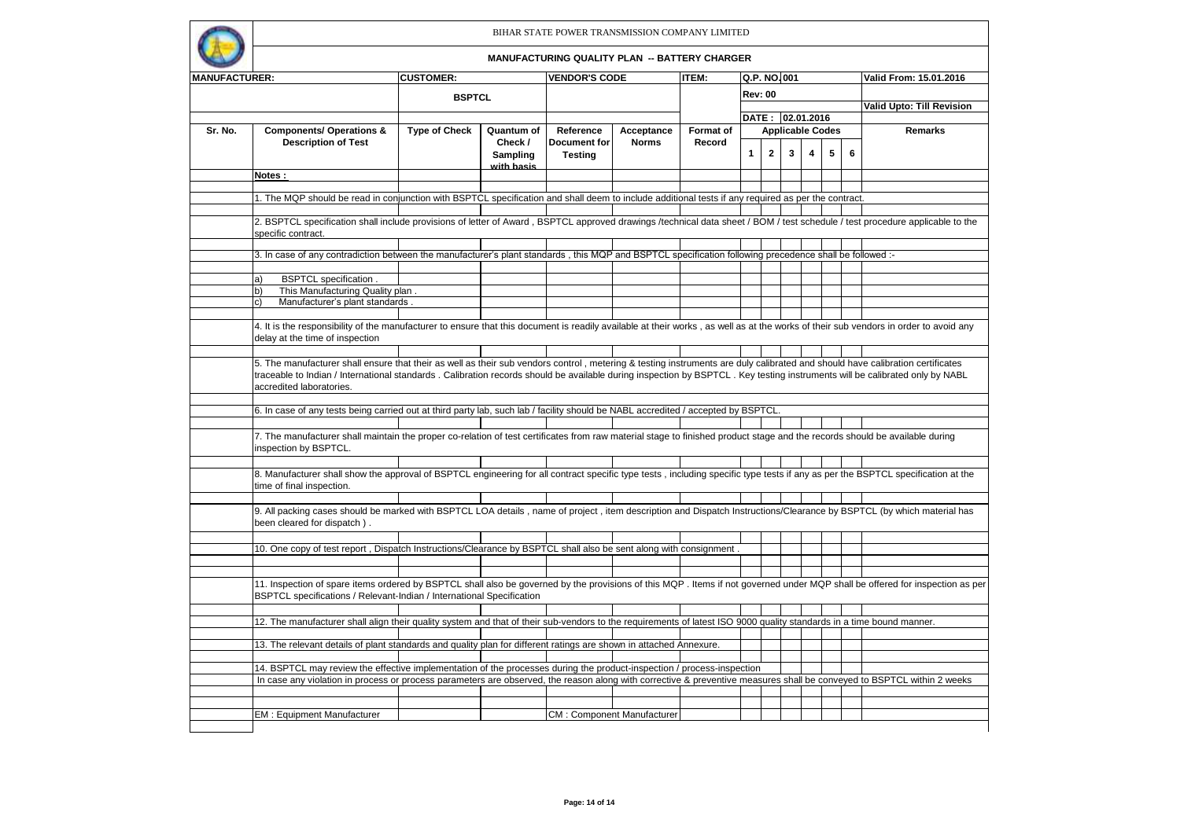BIHAR STATE POWER TRANSMISSION COMPANY LIMITED

**MANUFACTURING QUALITY PLAN -- BATTERY CHARGER**

| MANUFACTURER: | CUSTOMER: | | VENDOR'S CODE | | ITEM: | Q.P. NO. 001 | Valid From: 15.01.2016 |
|---|---|---|---|---|---|---|---|
| | BSPTCL | | | | | Rev: 00 | Valid Upto: Till Revision |
| | | | | | | DATE : 02.01.2016 | |

| Sr. No. | Components/ Operations & Description of Test | Type of Check | Quantum of Check / Sampling with basis | Reference Document for Testing | Acceptance Norms | Format of Record | Applicable Codes 1 | 2 | 3 | 4 | 5 | 6 | Remarks |
|---|---|---|---|---|---|---|---|---|---|---|---|---|---|

**Notes :**

1. The MQP should be read in conjunction with BSPTCL specification and shall deem to include additional tests if any required as per the contract.

2. BSPTCL specification shall include provisions of letter of Award , BSPTCL approved drawings /technical data sheet / BOM / test schedule / test procedure applicable to the specific contract.

3. In case of any contradiction between the manufacturer's plant standards , this MQP and BSPTCL specification following precedence shall be followed :-

a) BSPTCL specification .
b) This Manufacturing Quality plan .
c) Manufacturer's plant standards .

4. It is the responsibility of the manufacturer to ensure that this document is readily available at their works , as well as at the works of their sub vendors in order to avoid any delay at the time of inspection

5. The manufacturer shall ensure that their as well as their sub vendors control , metering & testing instruments are duly calibrated and should have calibration certificates traceable to Indian / International standards . Calibration records should be available during inspection by BSPTCL . Key testing instruments will be calibrated only by NABL accredited laboratories.

6. In case of any tests being carried out at third party lab, such lab / facility should be NABL accredited / accepted by BSPTCL.

7. The manufacturer shall maintain the proper co-relation of test certificates from raw material stage to finished product stage and the records should be available during inspection by BSPTCL.

8. Manufacturer shall show the approval of BSPTCL engineering for all contract specific type tests , including specific type tests if any as per the BSPTCL specification at the time of final inspection.

9. All packing cases should be marked with BSPTCL LOA details , name of project , item description and Dispatch Instructions/Clearance by BSPTCL (by which material has been cleared for dispatch ) .

10. One copy of test report , Dispatch Instructions/Clearance by BSPTCL shall also be sent along with consignment .

11. Inspection of spare items ordered by BSPTCL shall also be governed by the provisions of this MQP . Items if not governed under MQP shall be offered for inspection as per BSPTCL specifications / Relevant-Indian / International Specification

12. The manufacturer shall align their quality system and that of their sub-vendors to the requirements of latest ISO 9000 quality standards in a time bound manner.

13. The relevant details of plant standards and quality plan for different ratings are shown in attached Annexure.

14. BSPTCL may review the effective implementation of the processes during the product-inspection / process-inspection
In case any violation in process or process parameters are observed, the reason along with corrective & preventive measures shall be conveyed to BSPTCL within 2 weeks

EM : Equipment Manufacturer

CM : Component Manufacturer